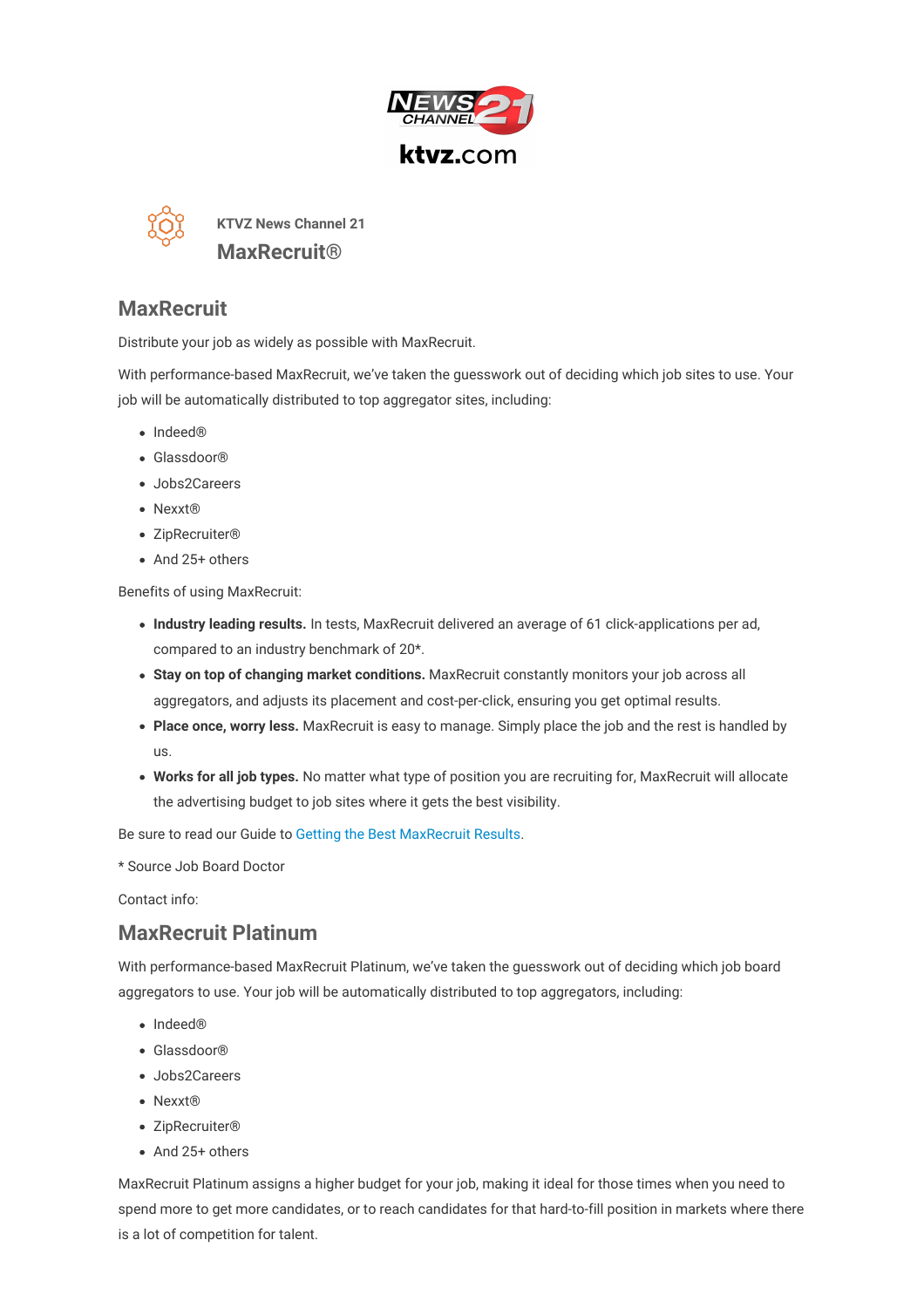KTVZ News Channel 21

MaxRecruit®

## MaxRecruit

Distribute your job as widely as possible with MaxRecruit.

With performance-based MaxRecruit, we've taken the guesswork out of deciding which job sites to use. Your job will be automatically distributed to top aggregator sites, including:

- Indeed®
- Glassdoor®
- Jobs2Careers
- Nexxt®
- ZipRecruiter®
- And 25+ others

Benefits of using MaxRecruit:

- **Industry leading results.** In tests, MaxRecruit delivered an average of 61 click-applications per ad, compared to an industry benchmark of 20*.
- **Stay on top of changing market conditions.** MaxRecruit constantly monitors your job across all aggregators, and adjusts its placement and cost-per-click, ensuring you get optimal results.
- **Place once, worry less.** MaxRecruit is easy to manage. Simply place the job and the rest is handled by us.
- **Works for all job types.** No matter what type of position you are recruiting for, MaxRecruit will allocate the advertising budget to job sites where it gets the best visibility.

Be sure to read our Guide to Getting the Best MaxRecruit Results.

* Source Job Board Doctor

Contact info:

## MaxRecruit Platinum

With performance-based MaxRecruit Platinum, we've taken the guesswork out of deciding which job board aggregators to use. Your job will be automatically distributed to top aggregators, including:

- Indeed®
- Glassdoor®
- Jobs2Careers
- Nexxt®
- ZipRecruiter®
- And 25+ others

MaxRecruit Platinum assigns a higher budget for your job, making it ideal for those times when you need to spend more to get more candidates, or to reach candidates for that hard-to-fill position in markets where there is a lot of competition for talent.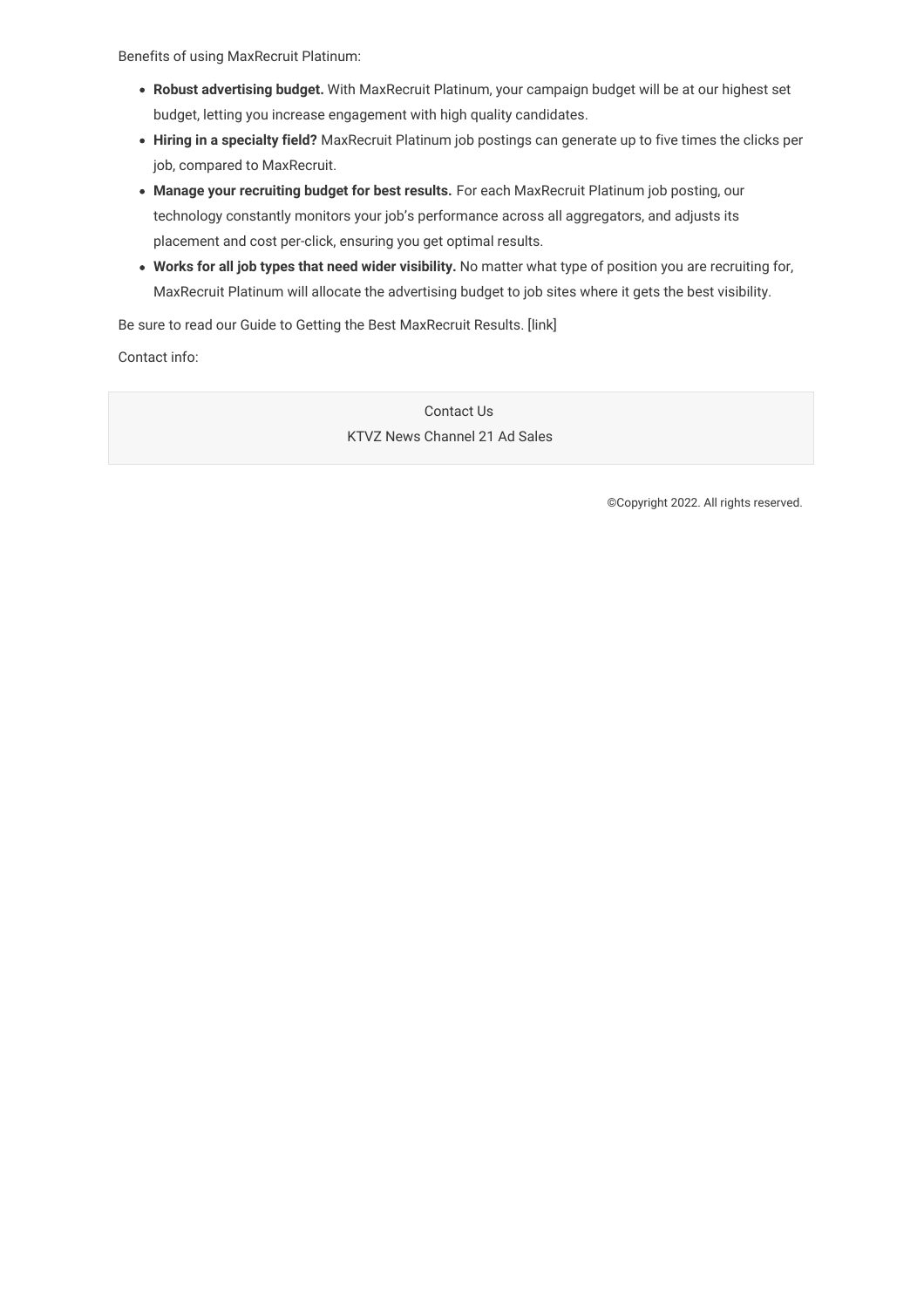Benefits of using MaxRecruit Platinum:

- **Robust advertising budget.** With MaxRecruit Platinum, your campaign budget will be at our highest set budget, letting you increase engagement with high quality candidates.
- **Hiring in a specialty field?** MaxRecruit Platinum job postings can generate up to five times the clicks per job, compared to MaxRecruit.
- **Manage your recruiting budget for best results.** For each MaxRecruit Platinum job posting, our technology constantly monitors your job's performance across all aggregators, and adjusts its placement and cost per-click, ensuring you get optimal results.
- **Works for all job types that need wider visibility.** No matter what type of position you are recruiting for, MaxRecruit Platinum will allocate the advertising budget to job sites where it gets the best visibility.

Be sure to read our Guide to Getting the Best MaxRecruit Results. [link]

Contact info:

Contact Us

KTVZ News Channel 21 Ad Sales

©Copyright 2022. All rights reserved.